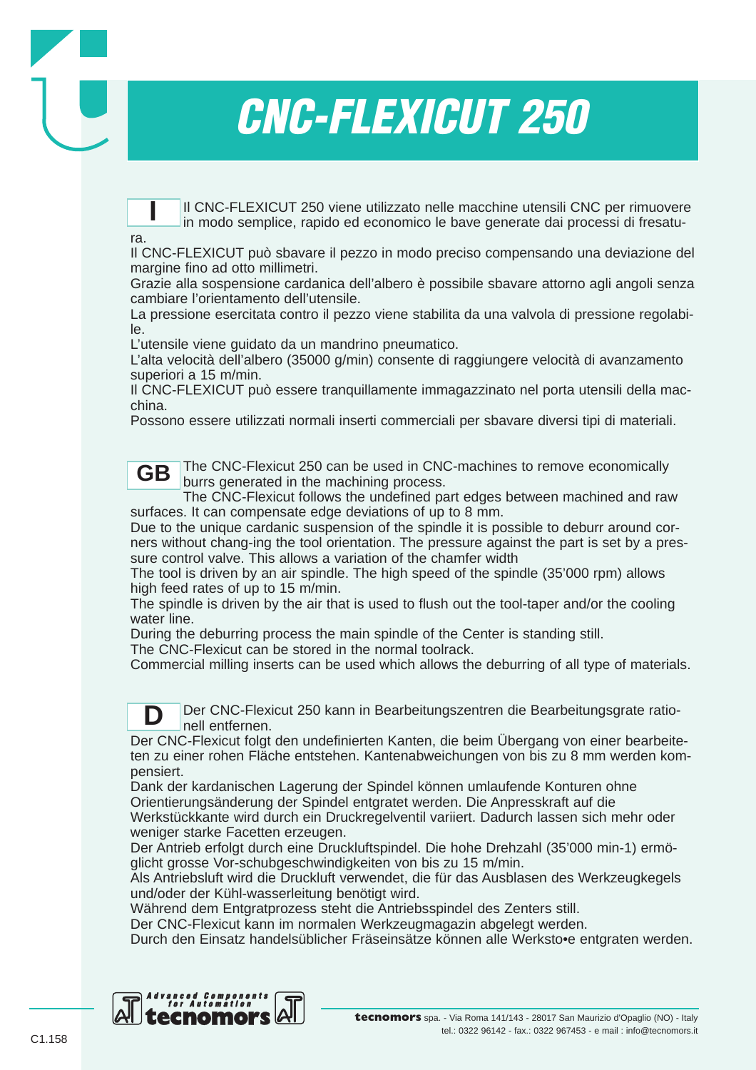# CNC-FLEXICUT 250

**I**

Il CNC-FLEXICUT 250 viene utilizzato nelle macchine utensili CNC per rimuovere in modo semplice, rapido ed economico le bave generate dai processi di fresatura.

Il CNC-FLEXICUT può sbavare il pezzo in modo preciso compensando una deviazione del margine fino ad otto millimetri.

Grazie alla sospensione cardanica dell'albero è possibile sbavare attorno agli angoli senza cambiare l'orientamento dell'utensile.

La pressione esercitata contro il pezzo viene stabilita da una valvola di pressione regolabile.

L'utensile viene guidato da un mandrino pneumatico.

L'alta velocità dell'albero (35000 g/min) consente di raggiungere velocità di avanzamento superiori a 15 m/min.

Il CNC-FLEXICUT può essere tranquillamente immagazzinato nel porta utensili della macchina.

Possono essere utilizzati normali inserti commerciali per sbavare diversi tipi di materiali.

**GB**

The CNC-Flexicut 250 can be used in CNC-machines to remove economically burrs generated in the machining process.

The CNC-Flexicut follows the undefined part edges between machined and raw surfaces. It can compensate edge deviations of up to 8 mm.

Due to the unique cardanic suspension of the spindle it is possible to deburr around corners without chang-ing the tool orientation. The pressure against the part is set by a pressure control valve. This allows a variation of the chamfer width

The tool is driven by an air spindle. The high speed of the spindle (35'000 rpm) allows high feed rates of up to 15 m/min.

The spindle is driven by the air that is used to flush out the tool-taper and/or the cooling water line.

During the deburring process the main spindle of the Center is standing still.

The CNC-Flexicut can be stored in the normal toolrack.

Commercial milling inserts can be used which allows the deburring of all type of materials.

**D**

Der CNC-Flexicut 250 kann in Bearbeitungszentren die Bearbeitungsgrate rationell entfernen.

Der CNC-Flexicut folgt den undefinierten Kanten, die beim Übergang von einer bearbeiteten zu einer rohen Fläche entstehen. Kantenabweichungen von bis zu 8 mm werden kompensiert.

Dank der kardanischen Lagerung der Spindel können umlaufende Konturen ohne Orientierungsänderung der Spindel entgratet werden. Die Anpresskraft auf die Werkstückkante wird durch ein Druckregelventil variiert. Dadurch lassen sich mehr oder weniger starke Facetten erzeugen.

Der Antrieb erfolgt durch eine Druckluftspindel. Die hohe Drehzahl (35'000 min-1) ermöglicht grosse Vor-schubgeschwindigkeiten von bis zu 15 m/min.

Als Antriebsluft wird die Druckluft verwendet, die für das Ausblasen des Werkzeugkegels und/oder der Kühl-wasserleitung benötigt wird.

Während dem Entgratprozess steht die Antriebsspindel des Zenters still.

Der CNC-Flexicut kann im normalen Werkzeugmagazin abgelegt werden.

Durch den Einsatz handelsüblicher Fräseinsätze können alle Werksto•e entgraten werden.

Advanced Components for Automation tecnomors

**tecnomors** spa. - Via Roma 141/143 - 28017 San Maurizio d'Opaglio (NO) - Italy
tel.: 0322 96142 - fax.: 0322 967453 - e mail : info@tecnomors.it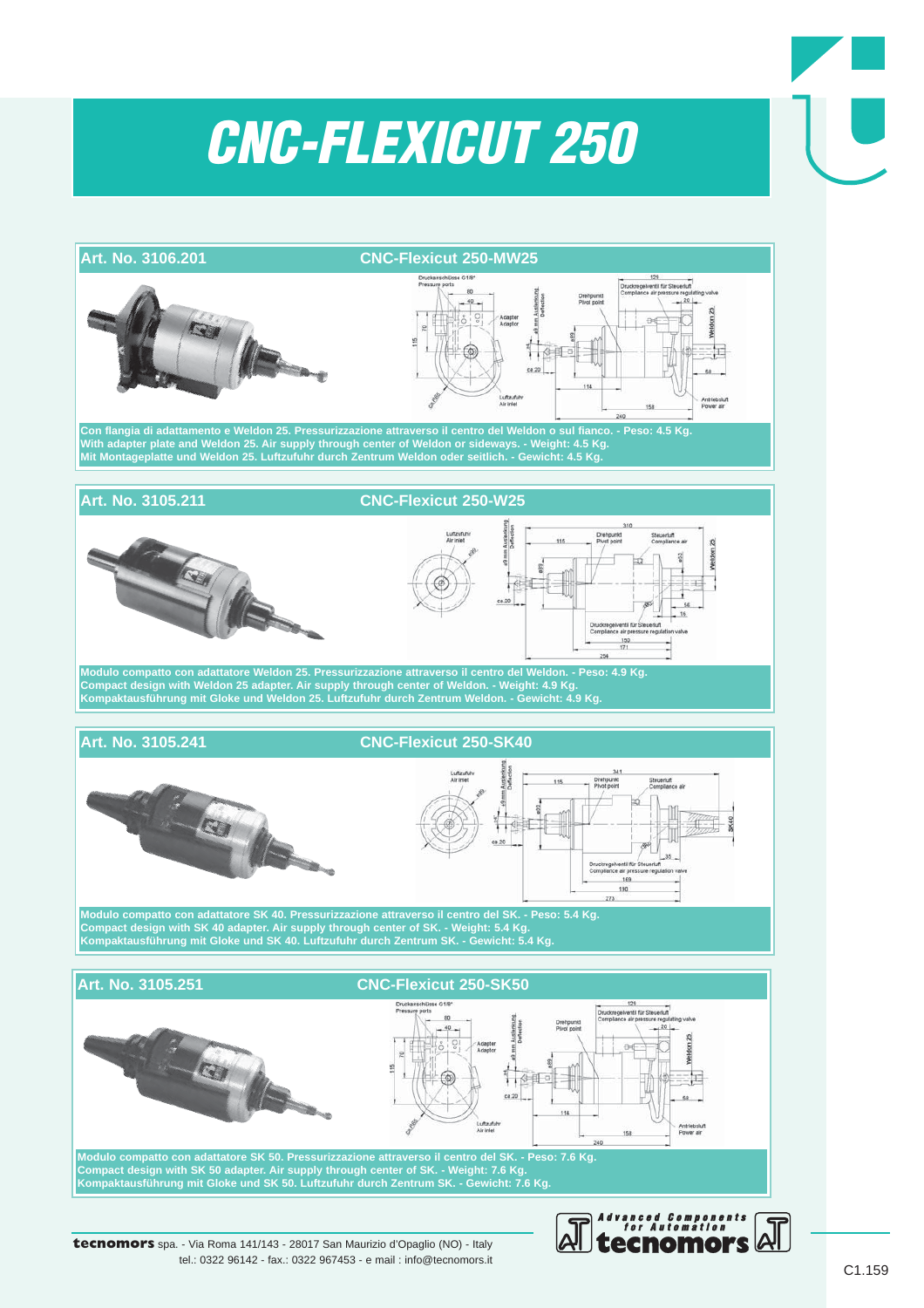# CNC-FLEXICUT 250

## Art. No. 3106.201 — CNC-Flexicut 250-MW25

**Con flangia di adattamento e Weldon 25. Pressurizzazione attraverso il centro del Weldon o sul fianco. - Peso: 4.5 Kg.**
**With adapter plate and Weldon 25. Air supply through center of Weldon or sideways. - Weight: 4.5 Kg.**
**Mit Montageplatte und Weldon 25. Luftzufuhr durch Zentrum Weldon oder seitlich. - Gewicht: 4.5 Kg.**

## Art. No. 3105.211 — CNC-Flexicut 250-W25

**Modulo compatto con adattatore Weldon 25. Pressurizzazione attraverso il centro del Weldon. - Peso: 4.9 Kg.**
**Compact design with Weldon 25 adapter. Air supply through center of Weldon. - Weight: 4.9 Kg.**
**Kompaktausführung mit Gloke und Weldon 25. Luftzufuhr durch Zentrum Weldon. - Gewicht: 4.9 Kg.**

## Art. No. 3105.241 — CNC-Flexicut 250-SK40

**Modulo compatto con adattatore SK 40. Pressurizzazione attraverso il centro del SK. - Peso: 5.4 Kg.**
**Compact design with SK 40 adapter. Air supply through center of SK. - Weight: 5.4 Kg.**
**Kompaktausführung mit Gloke und SK 40. Luftzufuhr durch Zentrum SK. - Gewicht: 5.4 Kg.**

## Art. No. 3105.251 — CNC-Flexicut 250-SK50

**Modulo compatto con adattatore SK 50. Pressurizzazione attraverso il centro del SK. - Peso: 7.6 Kg.**
**Compact design with SK 50 adapter. Air supply through center of SK. - Weight: 7.6 Kg.**
**Kompaktausführung mit Gloke und SK 50. Luftzufuhr durch Zentrum SK. - Gewicht: 7.6 Kg.**

**tecnomors** spa. - Via Roma 141/143 - 28017 San Maurizio d'Opaglio (NO) - Italy
tel.: 0322 96142 - fax.: 0322 967453 - e mail : info@tecnomors.it

Advanced Components for Automation — tecnomors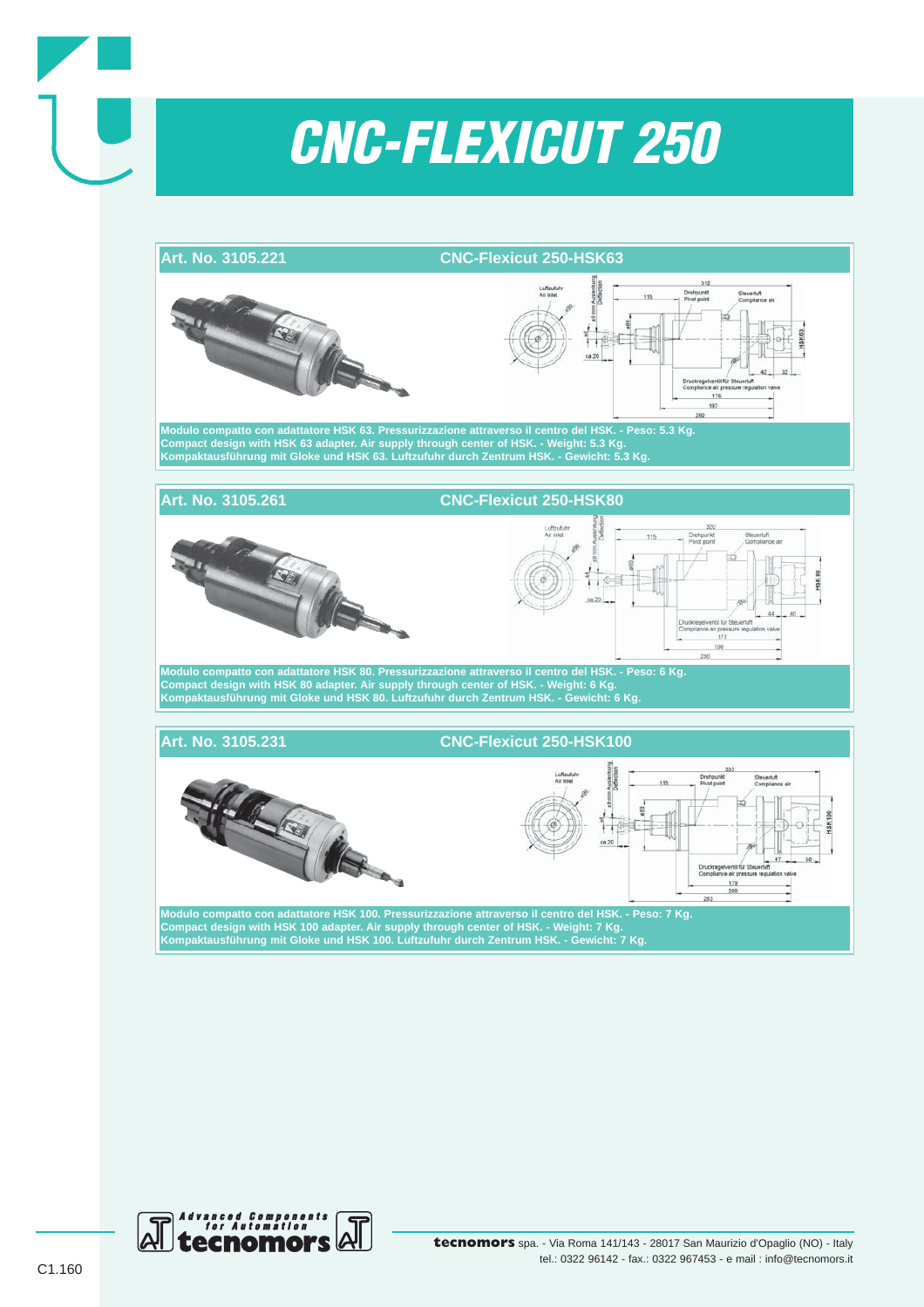# CNC-FLEXICUT 250

## Art. No. 3105.221 — CNC-Flexicut 250-HSK63

Modulo compatto con adattatore HSK 63. Pressurizzazione attraverso il centro del HSK. - Peso: 5.3 Kg.
Compact design with HSK 63 adapter. Air supply through center of HSK. - Weight: 5.3 Kg.
Kompaktausführung mit Gloke und HSK 63. Luftzufuhr durch Zentrum HSK. - Gewicht: 5.3 Kg.

## Art. No. 3105.261 — CNC-Flexicut 250-HSK80

Modulo compatto con adattatore HSK 80. Pressurizzazione attraverso il centro del HSK. - Peso: 6 Kg.
Compact design with HSK 80 adapter. Air supply through center of HSK. - Weight: 6 Kg.
Kompaktausführung mit Gloke und HSK 80. Luftzufuhr durch Zentrum HSK. - Gewicht: 6 Kg.

## Art. No. 3105.231 — CNC-Flexicut 250-HSK100

Modulo compatto con adattatore HSK 100. Pressurizzazione attraverso il centro del HSK. - Peso: 7 Kg.
Compact design with HSK 100 adapter. Air supply through center of HSK. - Weight: 7 Kg.
Kompaktausführung mit Gloke und HSK 100. Luftzufuhr durch Zentrum HSK. - Gewicht: 7 Kg.

Advanced Components for Automation — tecnomors

**tecnomors** spa. - Via Roma 141/143 - 28017 San Maurizio d'Opaglio (NO) - Italy
tel.: 0322 96142 - fax.: 0322 967453 - e mail : info@tecnomors.it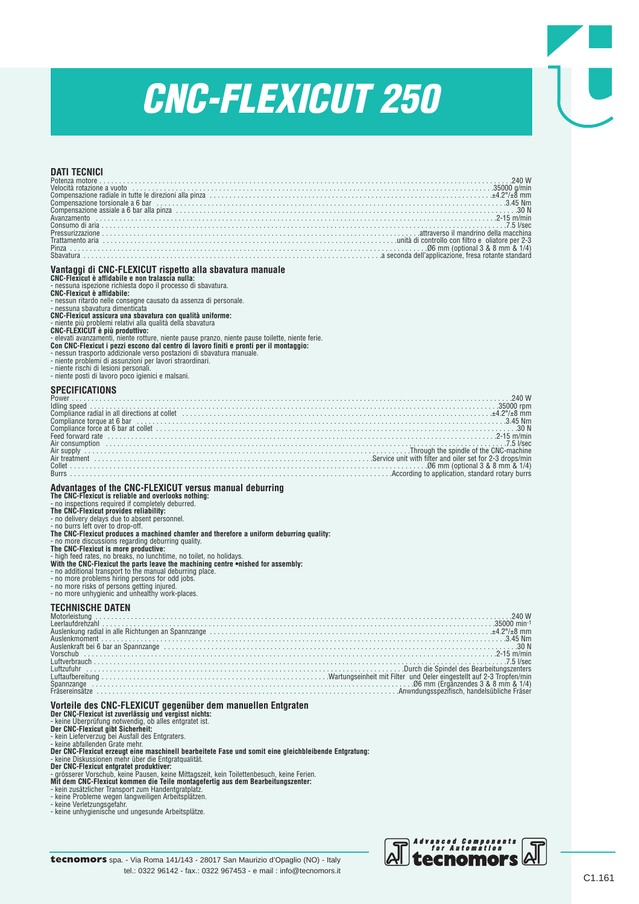# CNC-FLEXICUT 250

## DATI TECNICI

| | |
|---|---|
| Potenza motore | 240 W |
| Velocità rotazione a vuoto | 35000 g/min |
| Compensazione radiale in tutte le direzioni alla pinza | ±4.2°/±8 mm |
| Compensazione torsionale a 6 bar | 3.45 Nm |
| Compensazione assiale a 6 bar alla pinza | 30 N |
| Avanzamento | 2-15 m/min |
| Consumo di aria | 7.5 l/sec |
| Pressurizzazione | attraverso il mandrino della macchina |
| Trattamento aria | unità di controllo con filtro e oliatore per 2-3 |
| Pinza | Ø6 mm (optional 3 & 8 mm & 1/4) |
| Sbavatura | a seconda dell'applicazione, fresa rotante standard |

### Vantaggi di CNC-FLEXICUT rispetto alla sbavatura manuale

**CNC-Flexicut è affidabile e non tralascia nulla:**
- nessuna ispezione richiesta dopo il processo di sbavatura.

**CNC-Flexicut è affidabile:**
- nessun ritardo nelle consegne causato da assenza di personale.
- nessuna sbavatura dimenticata

**CNC-Flexicut assicura una sbavatura con qualità uniforme:**
- niente più problemi relativi alla qualità della sbavatura

**CNC-FLEXICUT è più produttivo:**
- elevati avanzamenti, niente rotture, niente pause pranzo, niente pause toilette, niente ferie.

**Con CNC-Flexicut i pezzi escono dal centro di lavoro finiti e pronti per il montaggio:**
- nessun trasporto addizionale verso postazioni di sbavatura manuale.
- niente problemi di assunzioni per lavori straordinari.
- niente rischi di lesioni personali.
- niente posti di lavoro poco igienici e malsani.

## SPECIFICATIONS

| | |
|---|---|
| Power | 240 W |
| Idling speed | 35000 rpm |
| Compliance radial in all directions at collet | ±4.2°/±8 mm |
| Compliance torque at 6 bar | 3.45 Nm |
| Compliance force at 6 bar at collet | 30 N |
| Feed forward rate | 2-15 m/min |
| Air consumption | 7.5 l/sec |
| Air supply | Through the spindle of the CNC-machine |
| Air treatment | Service unit with filter and oiler set for 2-3 drops/min |
| Collet | Ø6 mm (optional 3 & 8 mm & 1/4) |
| Burrs | According to application, standard rotary burrs |

### Advantages of the CNC-FLEXICUT versus manual deburring

**The CNC-Flexicut is reliable and overlooks nothing:**
- no inspections required if completely deburred.

**The CNC-Flexicut provides reliability:**
- no delivery delays due to absent personnel.
- no burrs left over to drop-off.

**The CNC-Flexicut produces a machined chamfer and therefore a uniform deburring quality:**
- no more discussions regarding deburring quality.

**The CNC-Flexicut is more productive:**
- high feed rates, no breaks, no lunchtime, no toilet, no holidays.

**With the CNC-Flexicut the parts leave the machining centre •nished for assembly:**
- no additional transport to the manual deburring place.
- no more problems hiring persons for odd jobs.
- no more risks of persons getting injured.
- no more unhygienic and unhealthy work-places.

## TECHNISCHE DATEN

| | |
|---|---|
| Motorleistung | 240 W |
| Leerlaufdrehzahl | 35000 min$^{-1}$ |
| Auslenkung radial in alle Richtungen an Spannzange | ±4.2°/±8 mm |
| Auslenkmoment | 3.45 Nm |
| Auslenkraft bei 6 bar an Spannzange | 30 N |
| Vorschub | 2-15 m/min |
| Luftverbrauch | 7.5 l/sec |
| Luftzufuhr | Durch die Spindel des Bearbeitungszenters |
| Luftaufbereitung | Wartungseinheit mit Filter und Oeler eingestellt auf 2-3 Tropfen/min |
| Spannzange | Ø6 mm (Ergänzendes 3 & 8 mm & 1/4) |
| Fräsereinsätze | Anwndungsspezifisch, handelsübliche Fräser |

### Vorteile des CNC-FLEXICUT gegenüber dem manuellen Entgraten

**Der CNC-Flexicut ist zuverlässig und vergisst nichts:**
- keine Überprüfung notwendig, ob alles entgratet ist.

**Der CNC-Flexicut gibt Sicherheit:**
- kein Lieferverzug bei Ausfall des Entgraters.
- keine abfallenden Grate mehr.

**Der CNC-Flexicut erzeugt eine maschinell bearbeitete Fase und somit eine gleichbleibende Entgratung:**
- keine Diskussionen mehr über die Entgratqualität.

**Der CNC-Flexicut entgratet produktiver:**
- grösserer Vorschub, keine Pausen, keine Mittagszeit, kein Toilettenbesuch, keine Ferien.

**Mit dem CNC-Flexicut kommen die Teile montagefertig aus dem Bearbeitungszenter:**
- kein zusätzlicher Transport zum Handentgratplatz.
- keine Probleme wegen langweiligen Arbeitsplätzen.
- keine Verletzungsgefahr.
- keine unhygienische und ungesunde Arbeitsplätze.

**tecnomors** spa. - Via Roma 141/143 - 28017 San Maurizio d'Opaglio (NO) - Italy
tel.: 0322 96142 - fax.: 0322 967453 - e mail : info@tecnomors.it

Advanced Components for Automation tecnomors

C1.161